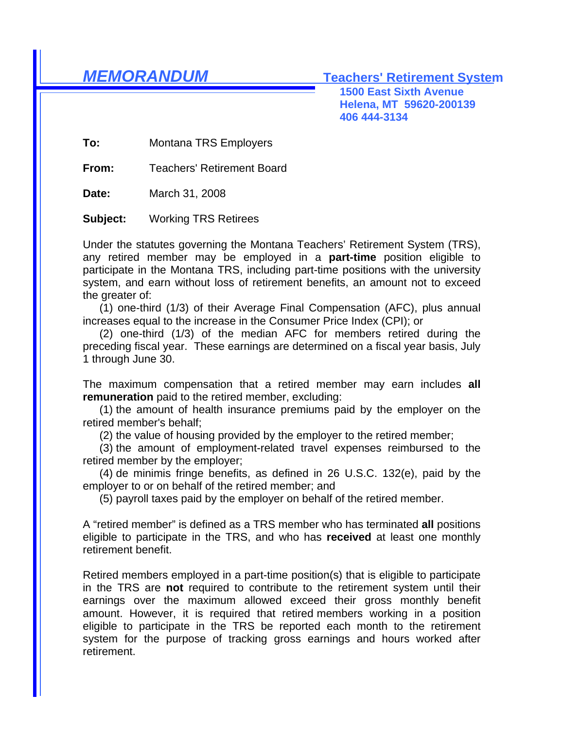# *MEMORANDUM*

**Teachers' Retirement System**
**1500 East Sixth Avenue**
**Helena, MT 59620-200139**
**406 444-3134**

**To:** Montana TRS Employers

**From:** Teachers' Retirement Board

**Date:** March 31, 2008

**Subject:** Working TRS Retirees

Under the statutes governing the Montana Teachers' Retirement System (TRS), any retired member may be employed in a **part-time** position eligible to participate in the Montana TRS, including part-time positions with the university system, and earn without loss of retirement benefits, an amount not to exceed the greater of:

(1) one-third (1/3) of their Average Final Compensation (AFC), plus annual increases equal to the increase in the Consumer Price Index (CPI); or

(2) one-third (1/3) of the median AFC for members retired during the preceding fiscal year. These earnings are determined on a fiscal year basis, July 1 through June 30.

The maximum compensation that a retired member may earn includes **all remuneration** paid to the retired member, excluding:

(1) the amount of health insurance premiums paid by the employer on the retired member's behalf;

(2) the value of housing provided by the employer to the retired member;

(3) the amount of employment-related travel expenses reimbursed to the retired member by the employer;

(4) de minimis fringe benefits, as defined in 26 U.S.C. 132(e), paid by the employer to or on behalf of the retired member; and

(5) payroll taxes paid by the employer on behalf of the retired member.

A "retired member" is defined as a TRS member who has terminated **all** positions eligible to participate in the TRS, and who has **received** at least one monthly retirement benefit.

Retired members employed in a part-time position(s) that is eligible to participate in the TRS are **not** required to contribute to the retirement system until their earnings over the maximum allowed exceed their gross monthly benefit amount. However, it is required that retired members working in a position eligible to participate in the TRS be reported each month to the retirement system for the purpose of tracking gross earnings and hours worked after retirement.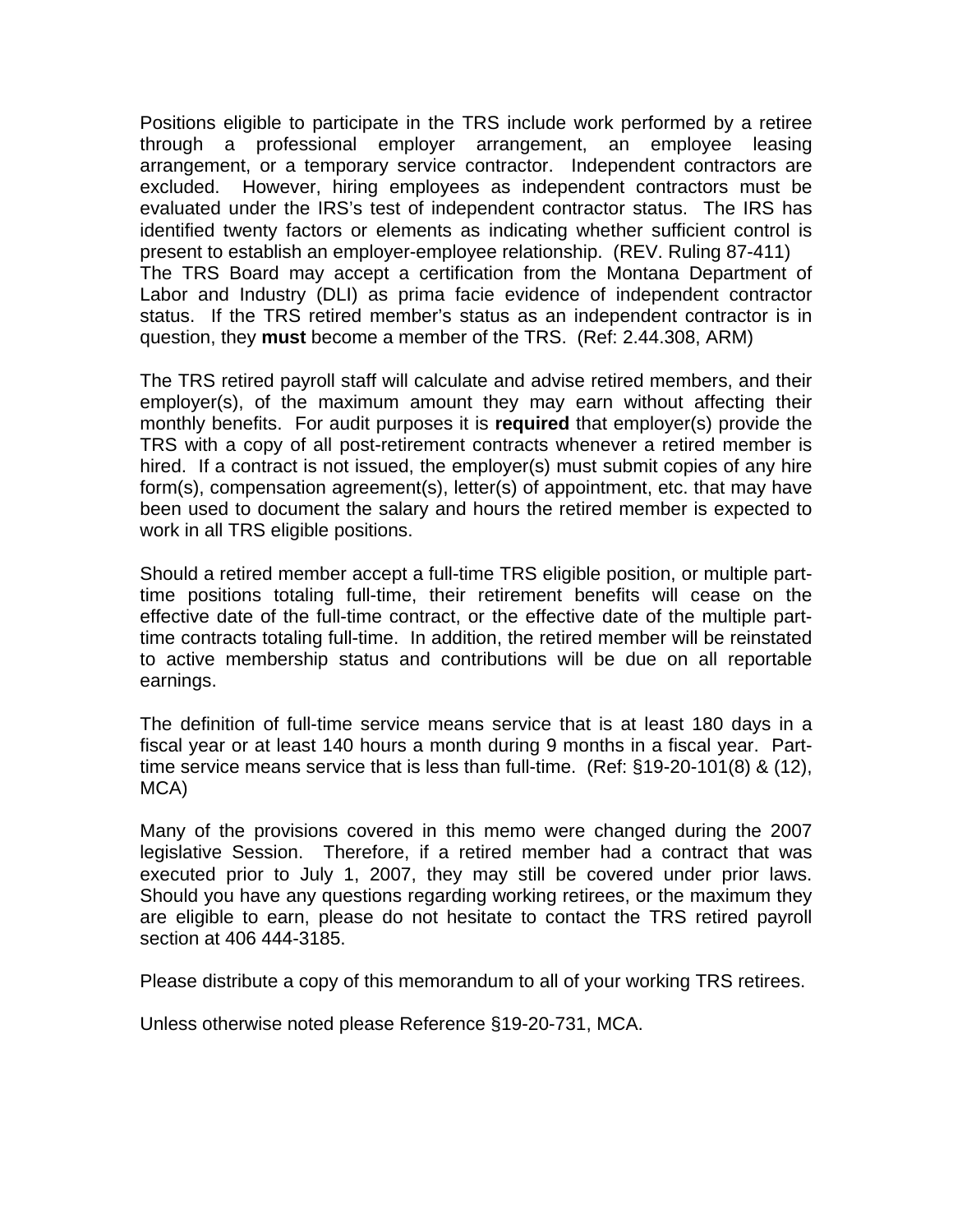Positions eligible to participate in the TRS include work performed by a retiree through a professional employer arrangement, an employee leasing arrangement, or a temporary service contractor. Independent contractors are excluded. However, hiring employees as independent contractors must be evaluated under the IRS's test of independent contractor status. The IRS has identified twenty factors or elements as indicating whether sufficient control is present to establish an employer-employee relationship. (REV. Ruling 87-411)
The TRS Board may accept a certification from the Montana Department of Labor and Industry (DLI) as prima facie evidence of independent contractor status. If the TRS retired member's status as an independent contractor is in question, they **must** become a member of the TRS. (Ref: 2.44.308, ARM)

The TRS retired payroll staff will calculate and advise retired members, and their employer(s), of the maximum amount they may earn without affecting their monthly benefits. For audit purposes it is **required** that employer(s) provide the TRS with a copy of all post-retirement contracts whenever a retired member is hired. If a contract is not issued, the employer(s) must submit copies of any hire form(s), compensation agreement(s), letter(s) of appointment, etc. that may have been used to document the salary and hours the retired member is expected to work in all TRS eligible positions.

Should a retired member accept a full-time TRS eligible position, or multiple part-time positions totaling full-time, their retirement benefits will cease on the effective date of the full-time contract, or the effective date of the multiple part-time contracts totaling full-time. In addition, the retired member will be reinstated to active membership status and contributions will be due on all reportable earnings.

The definition of full-time service means service that is at least 180 days in a fiscal year or at least 140 hours a month during 9 months in a fiscal year. Part-time service means service that is less than full-time. (Ref: §19-20-101(8) & (12), MCA)

Many of the provisions covered in this memo were changed during the 2007 legislative Session. Therefore, if a retired member had a contract that was executed prior to July 1, 2007, they may still be covered under prior laws. Should you have any questions regarding working retirees, or the maximum they are eligible to earn, please do not hesitate to contact the TRS retired payroll section at 406 444-3185.

Please distribute a copy of this memorandum to all of your working TRS retirees.

Unless otherwise noted please Reference §19-20-731, MCA.